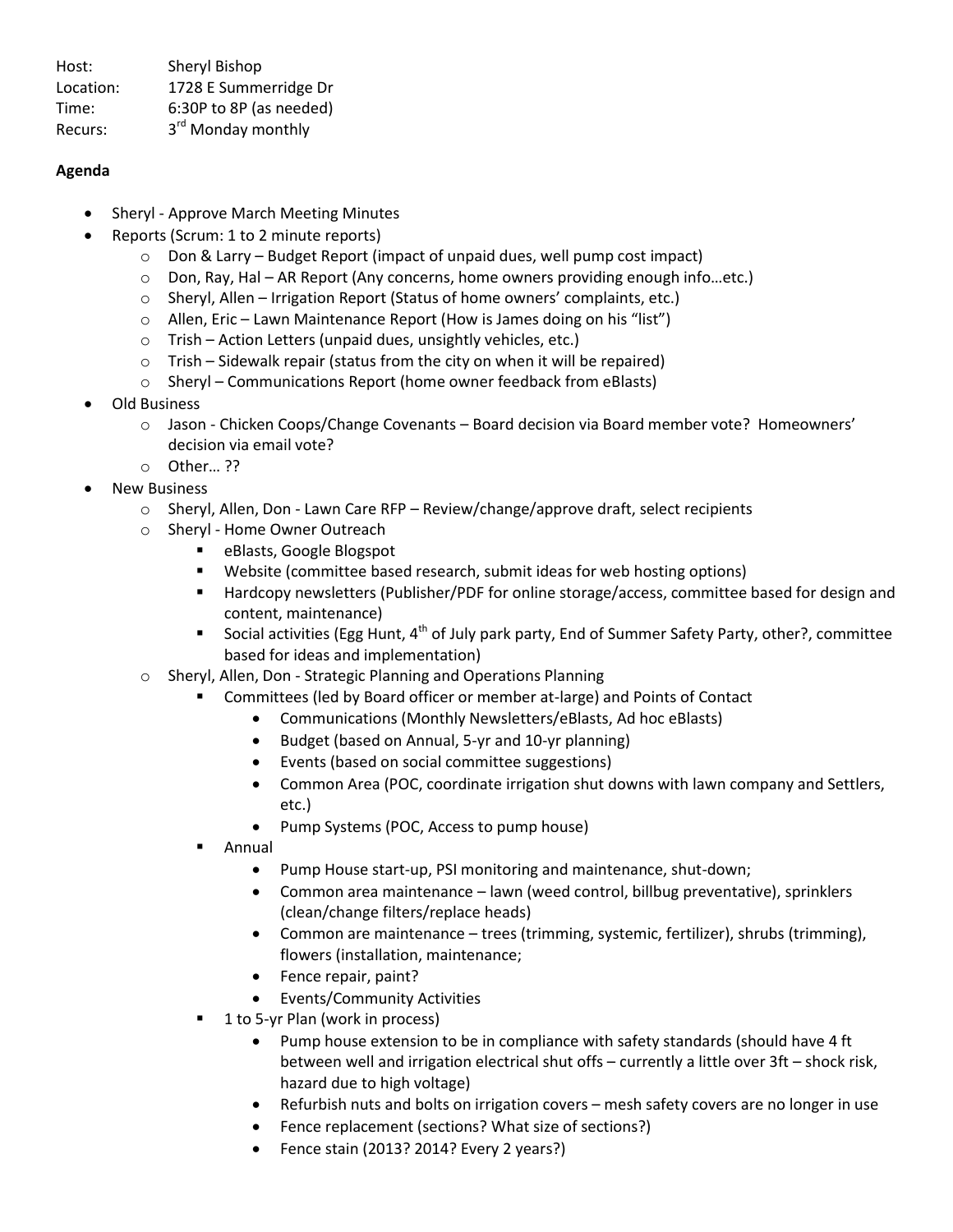Host: Sheryl Bishop
Location: 1728 E Summerridge Dr
Time: 6:30P to 8P (as needed)
Recurs: 3rd Monday monthly

**Agenda**

- Sheryl - Approve March Meeting Minutes
- Reports (Scrum: 1 to 2 minute reports)
  - Don & Larry – Budget Report (impact of unpaid dues, well pump cost impact)
  - Don, Ray, Hal – AR Report (Any concerns, home owners providing enough info…etc.)
  - Sheryl, Allen – Irrigation Report (Status of home owners' complaints, etc.)
  - Allen, Eric – Lawn Maintenance Report (How is James doing on his "list")
  - Trish – Action Letters (unpaid dues, unsightly vehicles, etc.)
  - Trish – Sidewalk repair (status from the city on when it will be repaired)
  - Sheryl – Communications Report (home owner feedback from eBlasts)
- Old Business
  - Jason - Chicken Coops/Change Covenants – Board decision via Board member vote? Homeowners' decision via email vote?
  - Other… ??
- New Business
  - Sheryl, Allen, Don - Lawn Care RFP – Review/change/approve draft, select recipients
  - Sheryl - Home Owner Outreach
    - eBlasts, Google Blogspot
    - Website (committee based research, submit ideas for web hosting options)
    - Hardcopy newsletters (Publisher/PDF for online storage/access, committee based for design and content, maintenance)
    - Social activities (Egg Hunt, 4th of July park party, End of Summer Safety Party, other?, committee based for ideas and implementation)
  - Sheryl, Allen, Don - Strategic Planning and Operations Planning
    - Committees (led by Board officer or member at-large) and Points of Contact
      - Communications (Monthly Newsletters/eBlasts, Ad hoc eBlasts)
      - Budget (based on Annual, 5-yr and 10-yr planning)
      - Events (based on social committee suggestions)
      - Common Area (POC, coordinate irrigation shut downs with lawn company and Settlers, etc.)
      - Pump Systems (POC, Access to pump house)
    - Annual
      - Pump House start-up, PSI monitoring and maintenance, shut-down;
      - Common area maintenance – lawn (weed control, billbug preventative), sprinklers (clean/change filters/replace heads)
      - Common are maintenance – trees (trimming, systemic, fertilizer), shrubs (trimming), flowers (installation, maintenance;
      - Fence repair, paint?
      - Events/Community Activities
    - 1 to 5-yr Plan (work in process)
      - Pump house extension to be in compliance with safety standards (should have 4 ft between well and irrigation electrical shut offs – currently a little over 3ft – shock risk, hazard due to high voltage)
      - Refurbish nuts and bolts on irrigation covers – mesh safety covers are no longer in use
      - Fence replacement (sections? What size of sections?)
      - Fence stain (2013? 2014? Every 2 years?)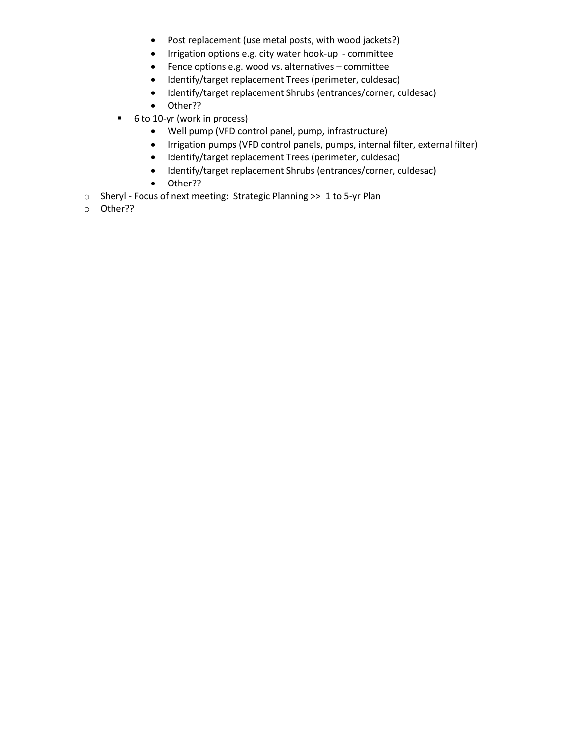- Post replacement (use metal posts, with wood jackets?)
        - Irrigation options e.g. city water hook-up - committee
        - Fence options e.g. wood vs. alternatives – committee
        - Identify/target replacement Trees (perimeter, culdesac)
        - Identify/target replacement Shrubs (entrances/corner, culdesac)
        - Other??
    - 6 to 10-yr (work in process)
        - Well pump (VFD control panel, pump, infrastructure)
        - Irrigation pumps (VFD control panels, pumps, internal filter, external filter)
        - Identify/target replacement Trees (perimeter, culdesac)
        - Identify/target replacement Shrubs (entrances/corner, culdesac)
        - Other??
- Sheryl - Focus of next meeting: Strategic Planning >> 1 to 5-yr Plan
- Other??